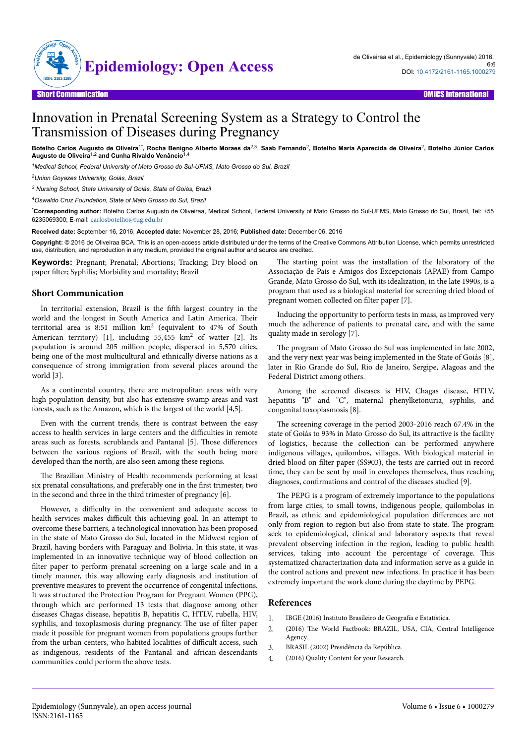Short Communication

# Innovation in Prenatal Screening System as a Strategy to Control the Transmission of Diseases during Pregnancy

**Botelho Carlos Augusto de Oliveira[1*], Rocha Benigno Alberto Moraes da[2,3], Saab Fernando[2], Botelho Maria Aparecida de Oliveira[2], Botelho Júnior Carlos Augusto de Oliveira[1,2] and Cunha Rivaldo Venâncio[1,4]**

[1]Medical School, Federal University of Mato Grosso do Sul-UFMS, Mato Grosso do Sul, Brazil

[2]Union Goyazes University, Goiás, Brazil

[3] Nursing School, State University of Goiás, State of Goiás, Brazil

[4]Oswaldo Cruz Foundation, State of Mato Grosso do Sul, Brazil

[*]**Corresponding author:** Botelho Carlos Augusto de Oliveiraa, Medical School, Federal University of Mato Grosso do Sul-UFMS, Mato Grosso do Sul, Brazil, Tel: +55 6235069300; E-mail: carlosbotelho@fug.edu.br

**Received date:** September 16, 2016; **Accepted date:** November 28, 2016; **Published date:** December 06, 2016

**Copyright:** © 2016 de Oliveiraa BCA. This is an open-access article distributed under the terms of the Creative Commons Attribution License, which permits unrestricted use, distribution, and reproduction in any medium, provided the original author and source are credited.

**Keywords:** Pregnant; Prenatal; Abortions; Tracking; Dry blood on paper filter; Syphilis; Morbidity and mortality; Brazil

## Short Communication

In territorial extension, Brazil is the fifth largest country in the world and the longest in South America and Latin America. Their territorial area is 8:51 million km$^2$ (equivalent to 47% of South American territory) [1], including 55,455 km$^2$ of watter [2]. Its population is around 205 million people, dispersed in 5,570 cities, being one of the most multicultural and ethnically diverse nations as a consequence of strong immigration from several places around the world [3].

As a continental country, there are metropolitan areas with very high population density, but also has extensive swamp areas and vast forests, such as the Amazon, which is the largest of the world [4,5].

Even with the current trends, there is contrast between the easy access to health services in large centers and the difficulties in remote areas such as forests, scrublands and Pantanal [5]. Those differences between the various regions of Brazil, with the south being more developed than the north, are also seen among these regions.

The Brazilian Ministry of Health recommends performing at least six prenatal consultations, and preferably one in the first trimester, two in the second and three in the third trimester of pregnancy [6].

However, a difficulty in the convenient and adequate access to health services makes difficult this achieving goal. In an attempt to overcome these barriers, a technological innovation has been proposed in the state of Mato Grosso do Sul, located in the Midwest region of Brazil, having borders with Paraguay and Bolivia. In this state, it was implemented in an innovative technique way of blood collection on filter paper to perform prenatal screening on a large scale and in a timely manner, this way allowing early diagnosis and institution of preventive measures to prevent the occurrence of congenital infections. It was structured the Protection Program for Pregnant Women (PPG), through which are performed 13 tests that diagnose among other diseases Chagas disease, hepatitis B, hepatitis C, HTLV, rubella, HIV, syphilis, and toxoplasmosis during pregnancy. The use of filter paper made it possible for pregnant women from populations groups further from the urban centers, who habited localities of difficult access, such as indigenous, residents of the Pantanal and african-descendants communities could perform the above tests.

The starting point was the installation of the laboratory of the Associação de Pais e Amigos dos Excepcionais (APAE) from Campo Grande, Mato Grosso do Sul, with its idealization, in the late 1990s, is a program that used as a biological material for screening dried blood of pregnant women collected on filter paper [7].

Inducing the opportunity to perform tests in mass, as improved very much the adherence of patients to prenatal care, and with the same quality made in serology [7].

The program of Mato Grosso do Sul was implemented in late 2002, and the very next year was being implemented in the State of Goiás [8], later in Rio Grande do Sul, Rio de Janeiro, Sergipe, Alagoas and the Federal District among others.

Among the screened diseases is HIV, Chagas disease, HTLV, hepatitis "B" and "C", maternal phenylketonuria, syphilis, and congenital toxoplasmosis [8].

The screening coverage in the period 2003-2016 reach 67.4% in the state of Goiás to 93% in Mato Grosso do Sul, its attractive is the facility of logistics, because the collection can be performed anywhere indigenous villages, quilombos, villages. With biological material in dried blood on filter paper (SS903), the tests are carried out in record time, they can be sent by mail in envelopes themselves, thus reaching diagnoses, confirmations and control of the diseases studied [9].

The PEPG is a program of extremely importance to the populations from large cities, to small towns, indigenous people, quilombolas in Brazil, as ethnic and epidemiological population differences are not only from region to region but also from state to state. The program seek to epidemiological, clinical and laboratory aspects that reveal prevalent observing infection in the region, leading to public health services, taking into account the percentage of coverage. This systematized characterization data and information serve as a guide in the control actions and prevent new infections. In practice it has been extremely important the work done during the daytime by PEPG.

## References

1. IBGE (2016) Instituto Brasileiro de Geografia e Estatística.
2. (2016) The World Factbook: BRAZIL, USA, CIA, Central Intelligence Agency.
3. BRASIL (2002) Presidência da República.
4. (2016) Quality Content for your Research.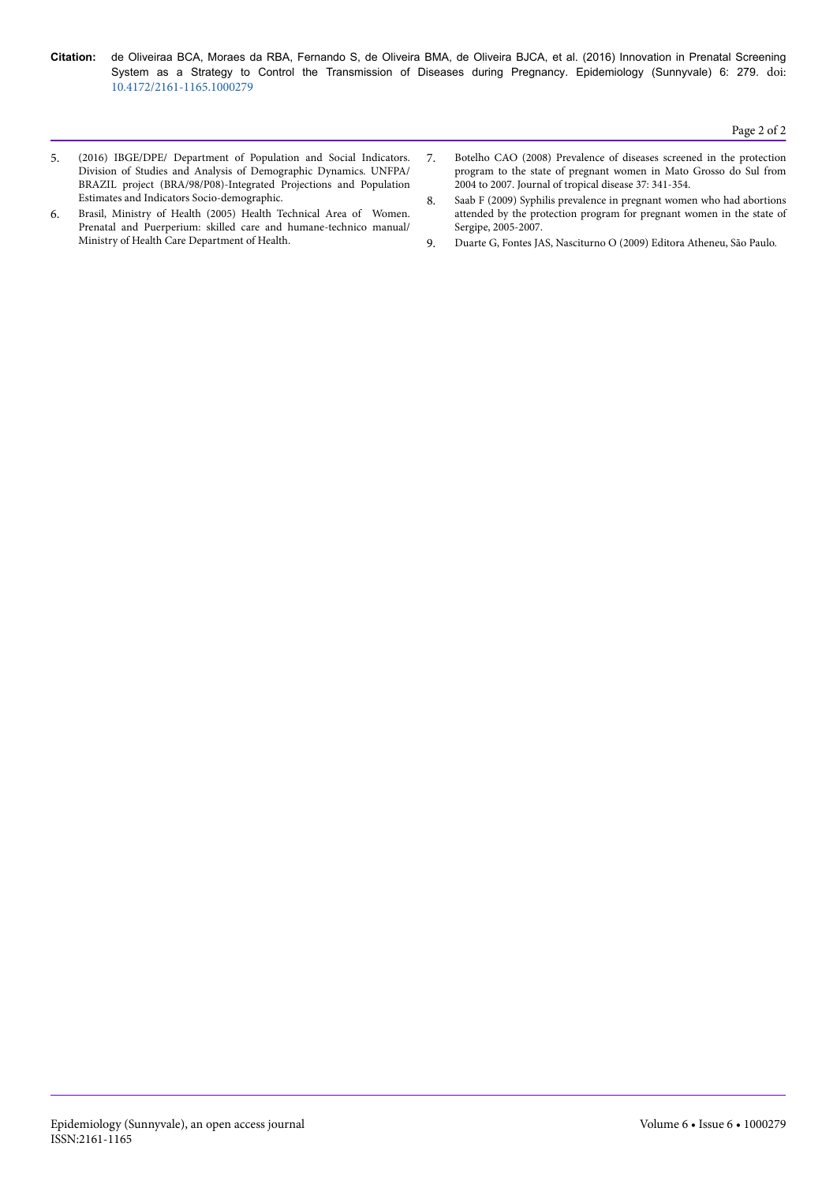5. (2016) IBGE/DPE/ Department of Population and Social Indicators. Division of Studies and Analysis of Demographic Dynamics. UNFPA/ BRAZIL project (BRA/98/P08)-Integrated Projections and Population Estimates and Indicators Socio-demographic.
6. Brasil, Ministry of Health (2005) Health Technical Area of Women. Prenatal and Puerperium: skilled care and humane-technico manual/ Ministry of Health Care Department of Health.
7. Botelho CAO (2008) Prevalence of diseases screened in the protection program to the state of pregnant women in Mato Grosso do Sul from 2004 to 2007. Journal of tropical disease 37: 341-354.
8. Saab F (2009) Syphilis prevalence in pregnant women who had abortions attended by the protection program for pregnant women in the state of Sergipe, 2005-2007.
9. Duarte G, Fontes JAS, Nasciturno O (2009) Editora Atheneu, São Paulo.